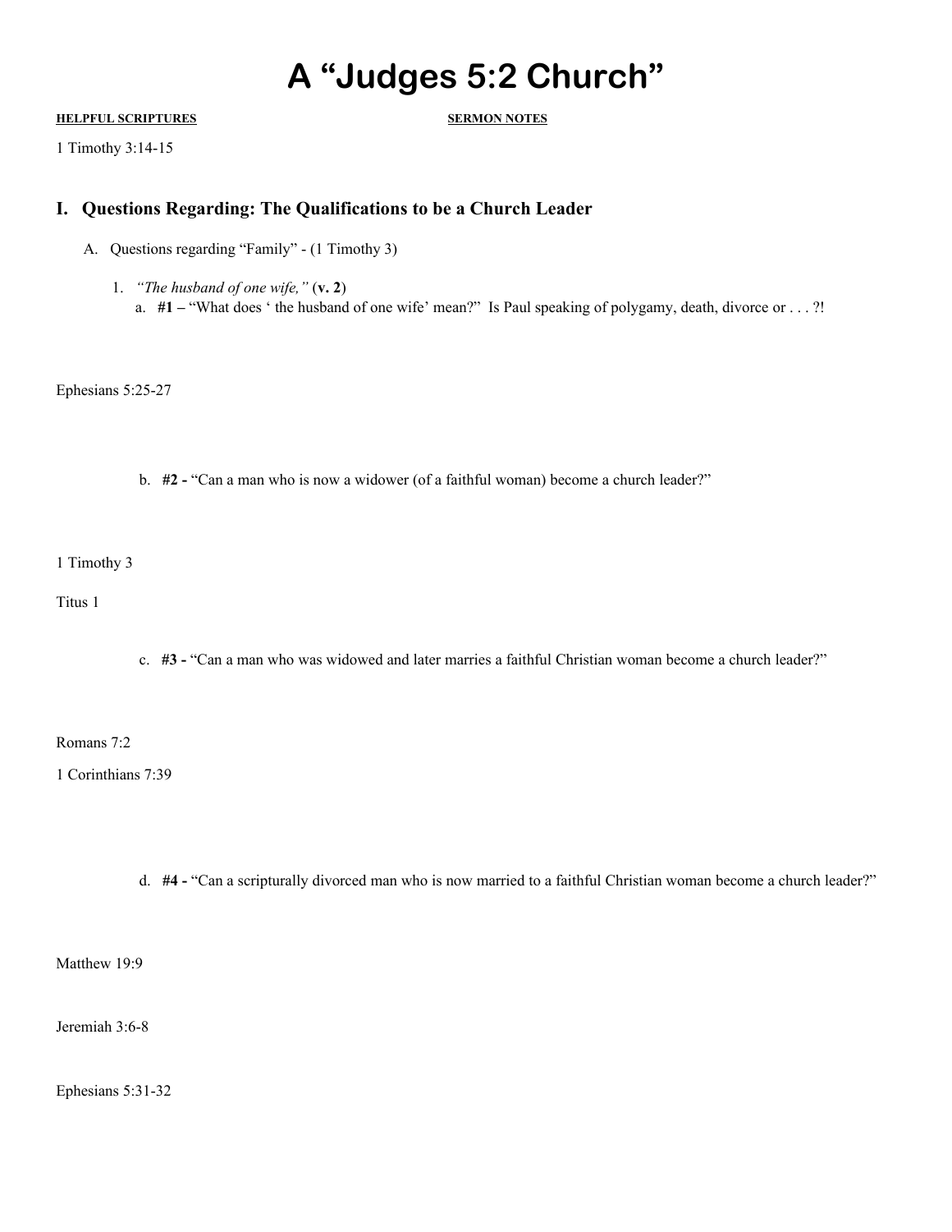# A "Judges 5:2 Church"

**HELPFUL SCRIPTURES** **SERMON NOTES**

1 Timothy 3:14-15

## I. Questions Regarding: The Qualifications to be a Church Leader

A. Questions regarding "Family" - (1 Timothy 3)

1. *"The husband of one wife,"* (**v. 2**)

   a. **#1 –** "What does ' the husband of one wife' mean?" Is Paul speaking of polygamy, death, divorce or . . . ?!

Ephesians 5:25-27

   b. **#2 -** "Can a man who is now a widower (of a faithful woman) become a church leader?"

1 Timothy 3

Titus 1

   c. **#3 -** "Can a man who was widowed and later marries a faithful Christian woman become a church leader?"

Romans 7:2

1 Corinthians 7:39

   d. **#4 -** "Can a scripturally divorced man who is now married to a faithful Christian woman become a church leader?"

Matthew 19:9

Jeremiah 3:6-8

Ephesians 5:31-32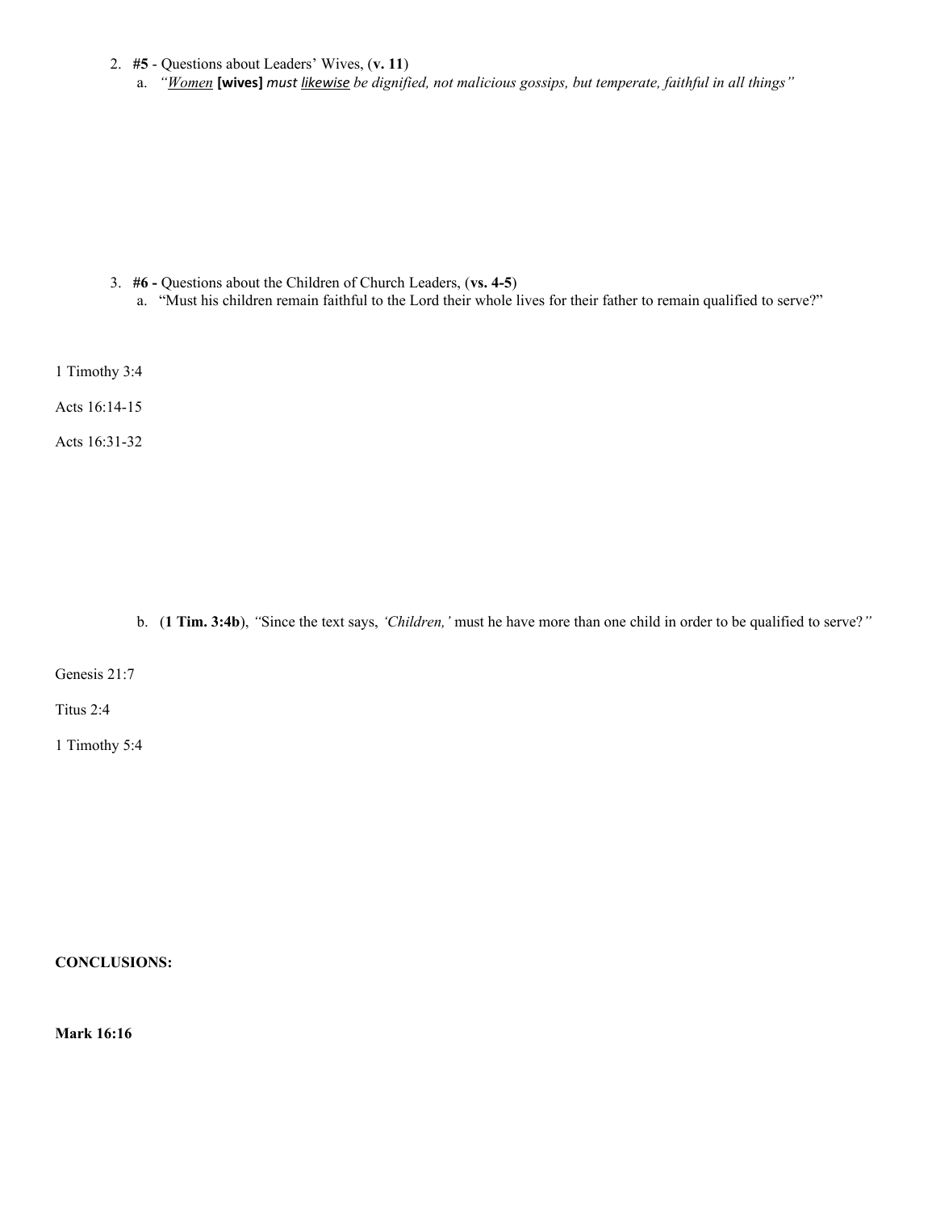2. **#5** - Questions about Leaders' Wives, (**v. 11**)
   a. *"<u>Women</u>* **[wives]** *must <u>likewise</u> be dignified, not malicious gossips, but temperate, faithful in all things"*

3. **#6 -** Questions about the Children of Church Leaders, (**vs. 4-5**)
   a. "Must his children remain faithful to the Lord their whole lives for their father to remain qualified to serve?"

1 Timothy 3:4

Acts 16:14-15

Acts 16:31-32

   b. (**1 Tim. 3:4b**), *"*Since the text says, *'Children,'* must he have more than one child in order to be qualified to serve?*"*

Genesis 21:7

Titus 2:4

1 Timothy 5:4

**CONCLUSIONS:**

**Mark 16:16**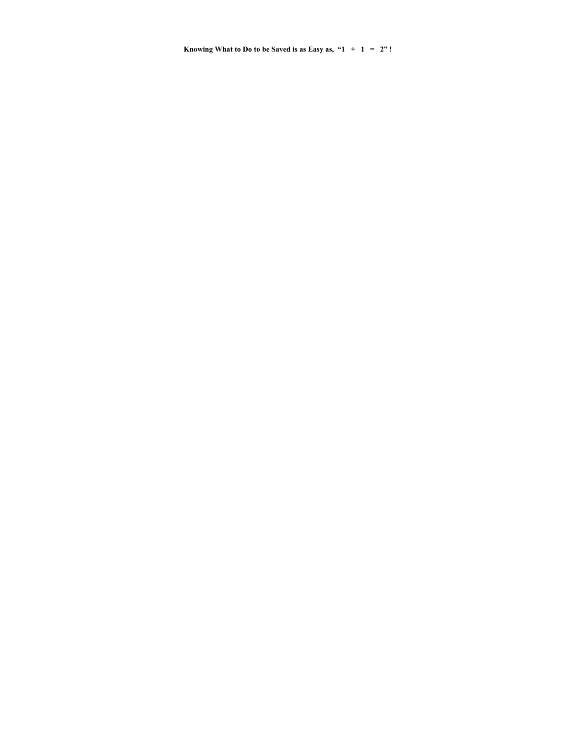**Knowing What to Do to be Saved is as Easy as, "1 + 1 = 2" !**